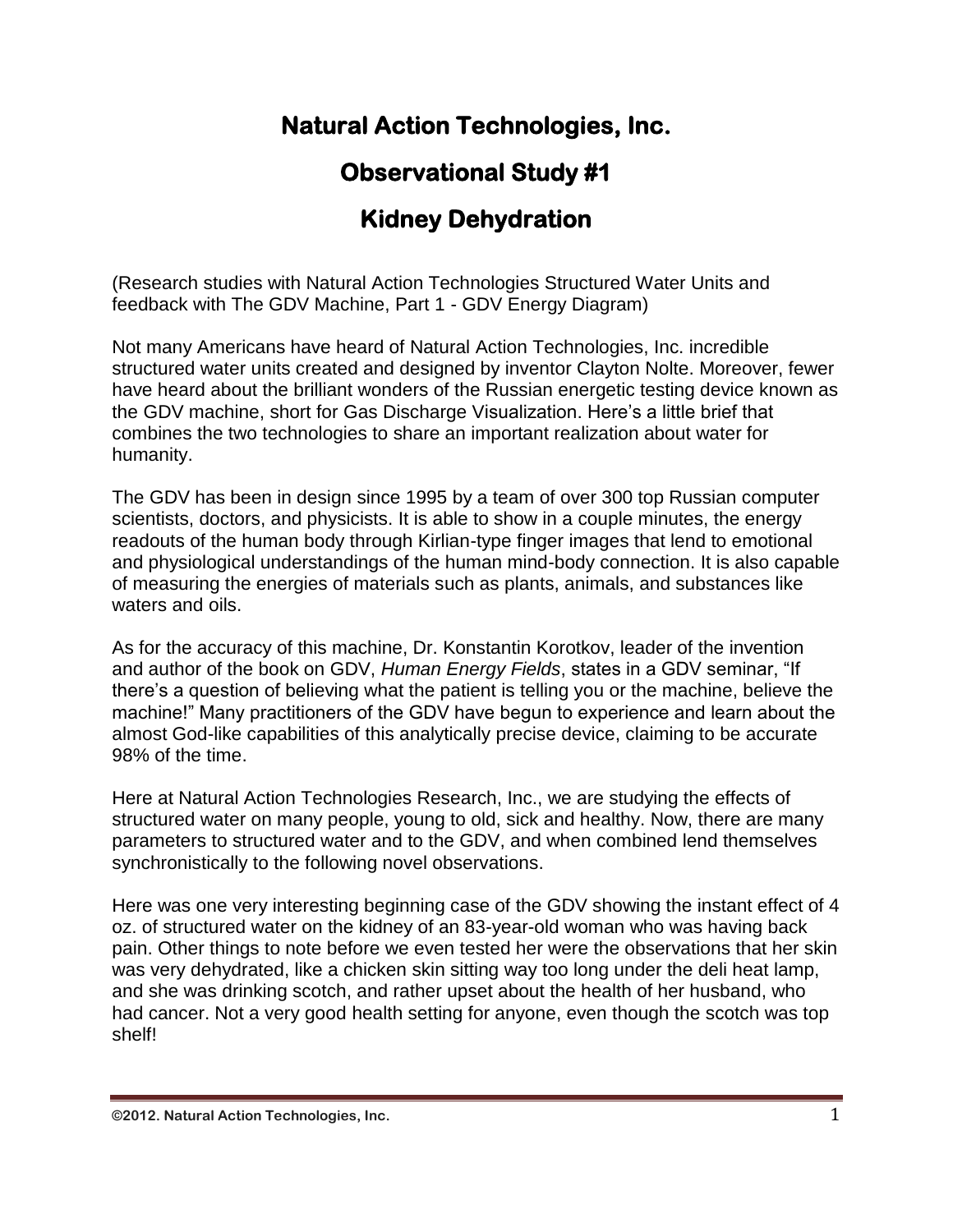# Natural Action Technologies, Inc.

# Observational Study #1

# Kidney Dehydration

(Research studies with Natural Action Technologies Structured Water Units and feedback with The GDV Machine, Part 1 - GDV Energy Diagram)

Not many Americans have heard of Natural Action Technologies, Inc. incredible structured water units created and designed by inventor Clayton Nolte. Moreover, fewer have heard about the brilliant wonders of the Russian energetic testing device known as the GDV machine, short for Gas Discharge Visualization. Here's a little brief that combines the two technologies to share an important realization about water for humanity.

The GDV has been in design since 1995 by a team of over 300 top Russian computer scientists, doctors, and physicists. It is able to show in a couple minutes, the energy readouts of the human body through Kirlian-type finger images that lend to emotional and physiological understandings of the human mind-body connection. It is also capable of measuring the energies of materials such as plants, animals, and substances like waters and oils.

As for the accuracy of this machine, Dr. Konstantin Korotkov, leader of the invention and author of the book on GDV, *Human Energy Fields*, states in a GDV seminar, "If there's a question of believing what the patient is telling you or the machine, believe the machine!" Many practitioners of the GDV have begun to experience and learn about the almost God-like capabilities of this analytically precise device, claiming to be accurate 98% of the time.

Here at Natural Action Technologies Research, Inc., we are studying the effects of structured water on many people, young to old, sick and healthy. Now, there are many parameters to structured water and to the GDV, and when combined lend themselves synchronistically to the following novel observations.

Here was one very interesting beginning case of the GDV showing the instant effect of 4 oz. of structured water on the kidney of an 83-year-old woman who was having back pain. Other things to note before we even tested her were the observations that her skin was very dehydrated, like a chicken skin sitting way too long under the deli heat lamp, and she was drinking scotch, and rather upset about the health of her husband, who had cancer. Not a very good health setting for anyone, even though the scotch was top shelf!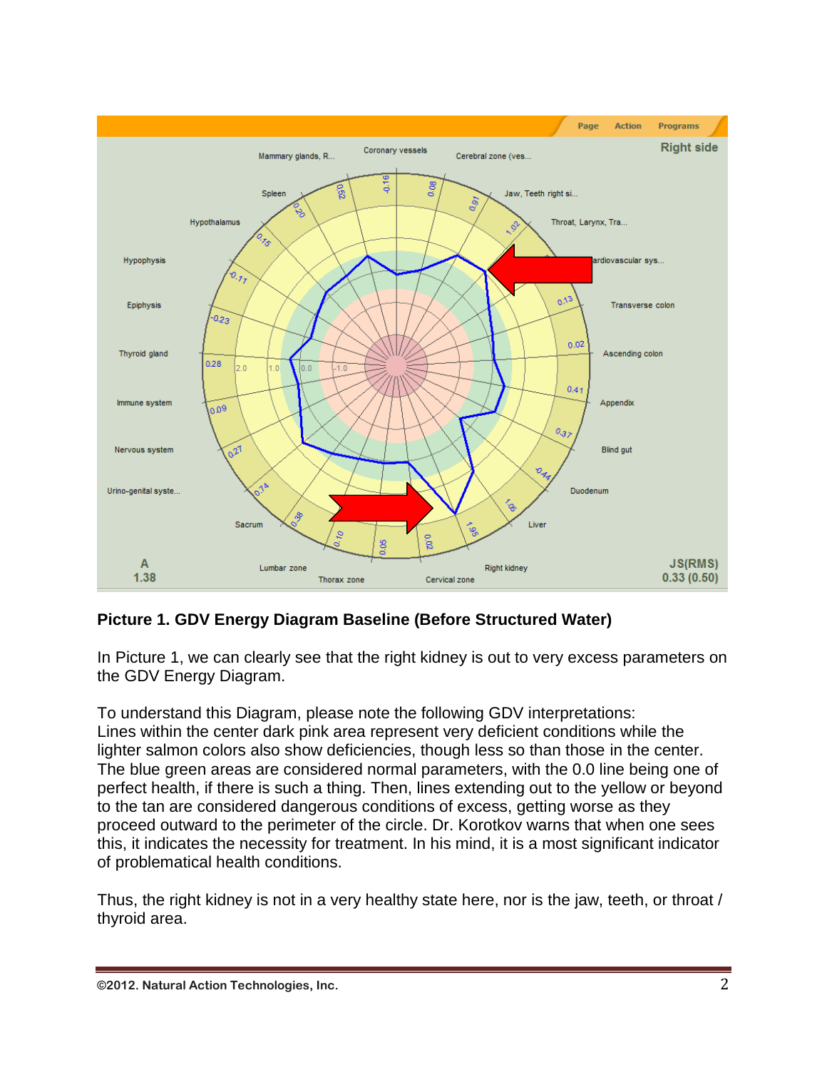**Picture 1. GDV Energy Diagram Baseline (Before Structured Water)**

In Picture 1, we can clearly see that the right kidney is out to very excess parameters on the GDV Energy Diagram.

To understand this Diagram, please note the following GDV interpretations: Lines within the center dark pink area represent very deficient conditions while the lighter salmon colors also show deficiencies, though less so than those in the center. The blue green areas are considered normal parameters, with the 0.0 line being one of perfect health, if there is such a thing. Then, lines extending out to the yellow or beyond to the tan are considered dangerous conditions of excess, getting worse as they proceed outward to the perimeter of the circle. Dr. Korotkov warns that when one sees this, it indicates the necessity for treatment. In his mind, it is a most significant indicator of problematical health conditions.

Thus, the right kidney is not in a very healthy state here, nor is the jaw, teeth, or throat / thyroid area.

©2012. Natural Action Technologies, Inc.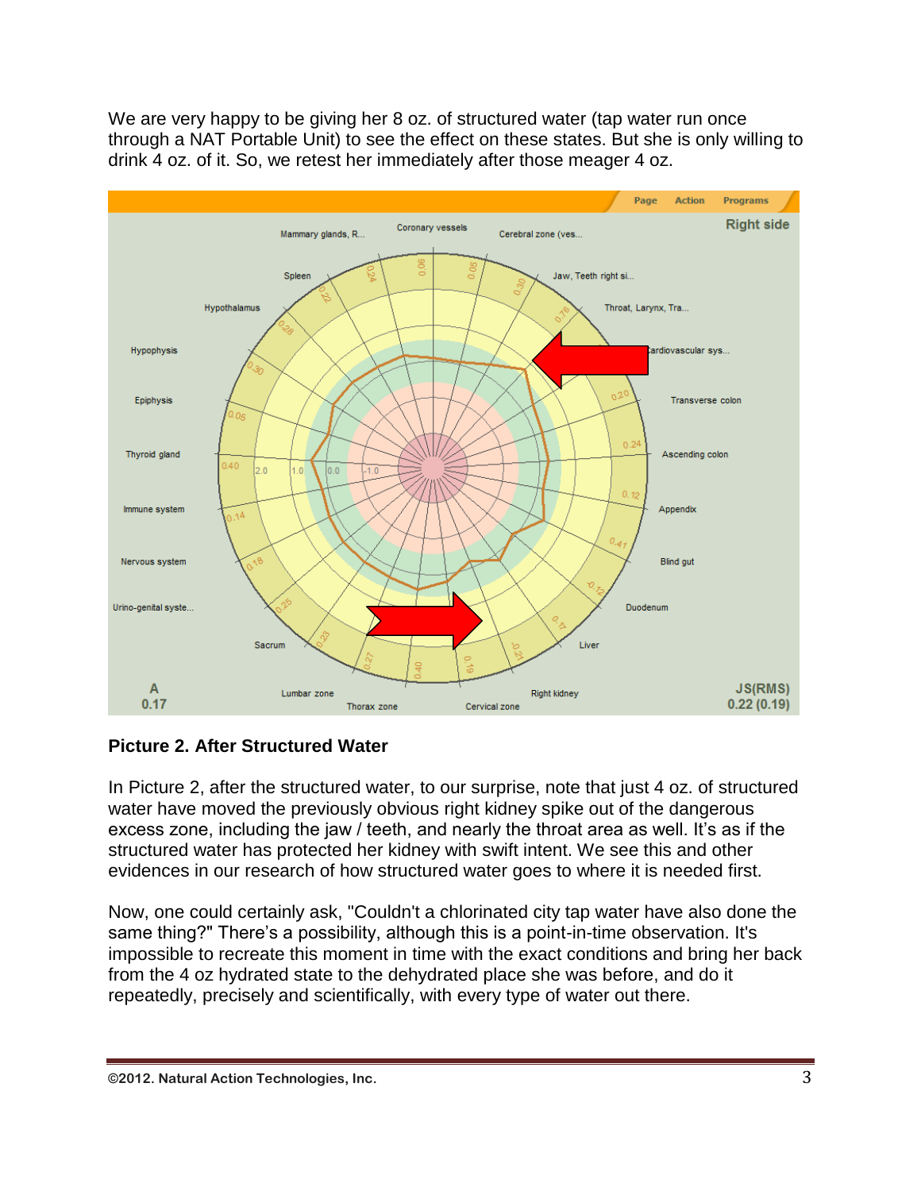We are very happy to be giving her 8 oz. of structured water (tap water run once through a NAT Portable Unit) to see the effect on these states. But she is only willing to drink 4 oz. of it. So, we retest her immediately after those meager 4 oz.

**Picture 2. After Structured Water**

In Picture 2, after the structured water, to our surprise, note that just 4 oz. of structured water have moved the previously obvious right kidney spike out of the dangerous excess zone, including the jaw / teeth, and nearly the throat area as well. It's as if the structured water has protected her kidney with swift intent. We see this and other evidences in our research of how structured water goes to where it is needed first.

Now, one could certainly ask, "Couldn't a chlorinated city tap water have also done the same thing?" There's a possibility, although this is a point-in-time observation. It's impossible to recreate this moment in time with the exact conditions and bring her back from the 4 oz hydrated state to the dehydrated place she was before, and do it repeatedly, precisely and scientifically, with every type of water out there.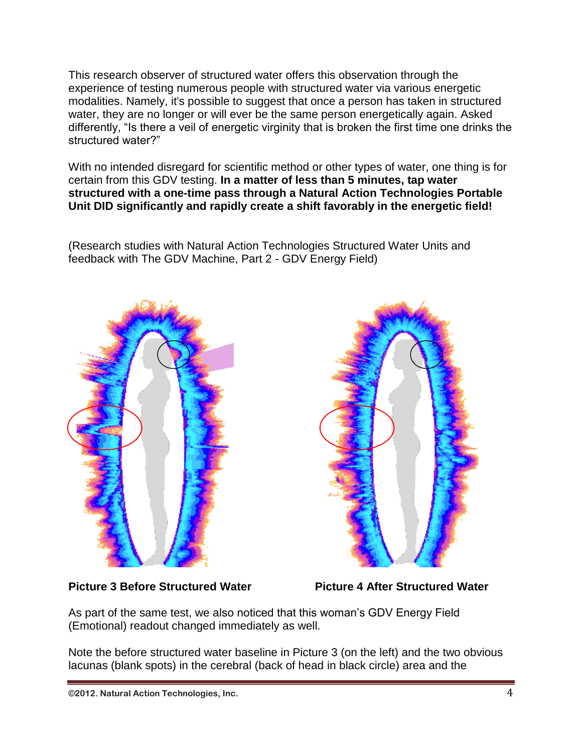This research observer of structured water offers this observation through the experience of testing numerous people with structured water via various energetic modalities. Namely, it's possible to suggest that once a person has taken in structured water, they are no longer or will ever be the same person energetically again. Asked differently, "Is there a veil of energetic virginity that is broken the first time one drinks the structured water?"

With no intended disregard for scientific method or other types of water, one thing is for certain from this GDV testing. **In a matter of less than 5 minutes, tap water structured with a one-time pass through a Natural Action Technologies Portable Unit DID significantly and rapidly create a shift favorably in the energetic field!**

(Research studies with Natural Action Technologies Structured Water Units and feedback with The GDV Machine, Part 2 - GDV Energy Field)

**Picture 3 Before Structured Water**

**Picture 4 After Structured Water**

As part of the same test, we also noticed that this woman's GDV Energy Field (Emotional) readout changed immediately as well.

Note the before structured water baseline in Picture 3 (on the left) and the two obvious lacunas (blank spots) in the cerebral (back of head in black circle) area and the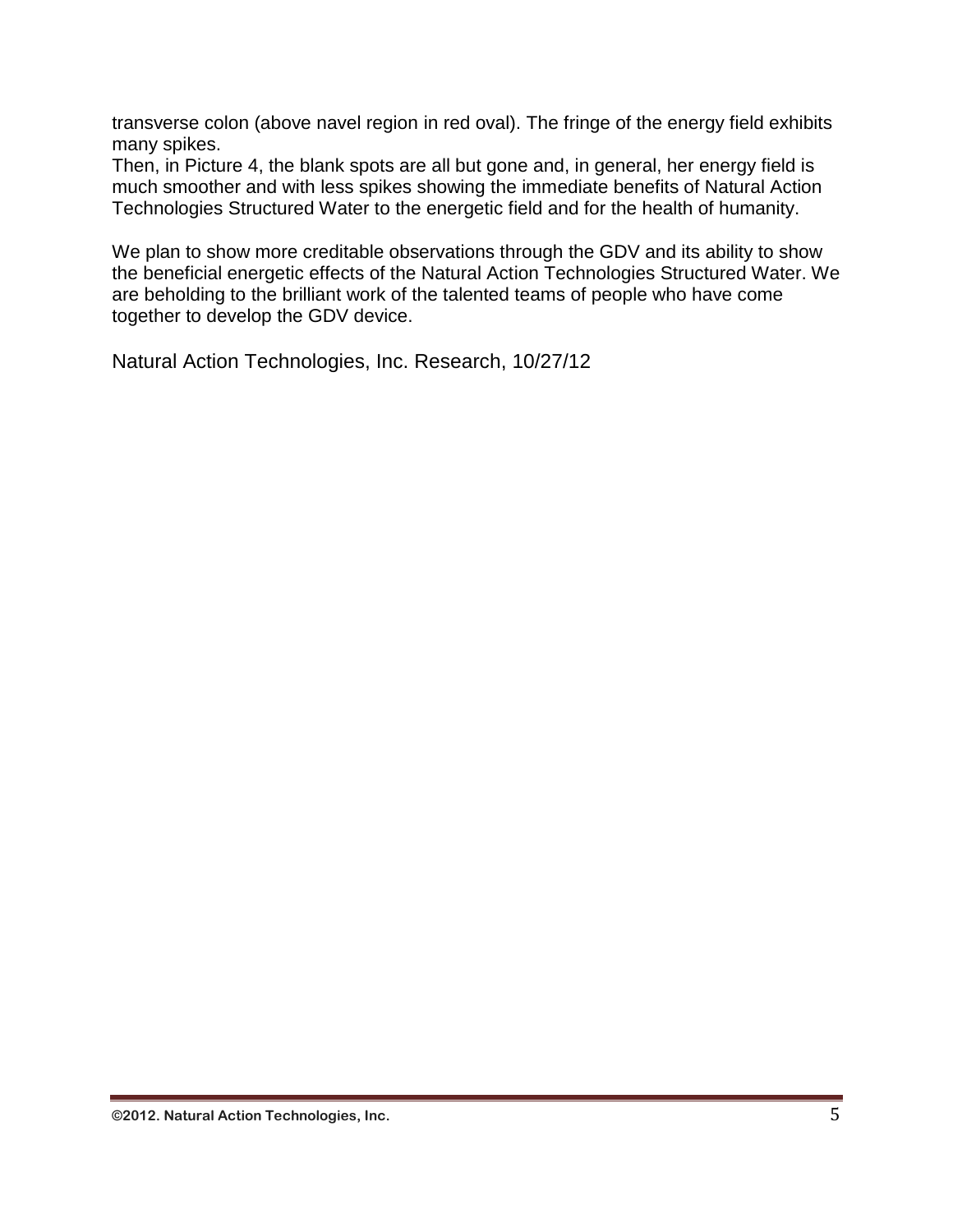transverse colon (above navel region in red oval). The fringe of the energy field exhibits many spikes.
Then, in Picture 4, the blank spots are all but gone and, in general, her energy field is much smoother and with less spikes showing the immediate benefits of Natural Action Technologies Structured Water to the energetic field and for the health of humanity.

We plan to show more creditable observations through the GDV and its ability to show the beneficial energetic effects of the Natural Action Technologies Structured Water. We are beholding to the brilliant work of the talented teams of people who have come together to develop the GDV device.

Natural Action Technologies, Inc. Research, 10/27/12